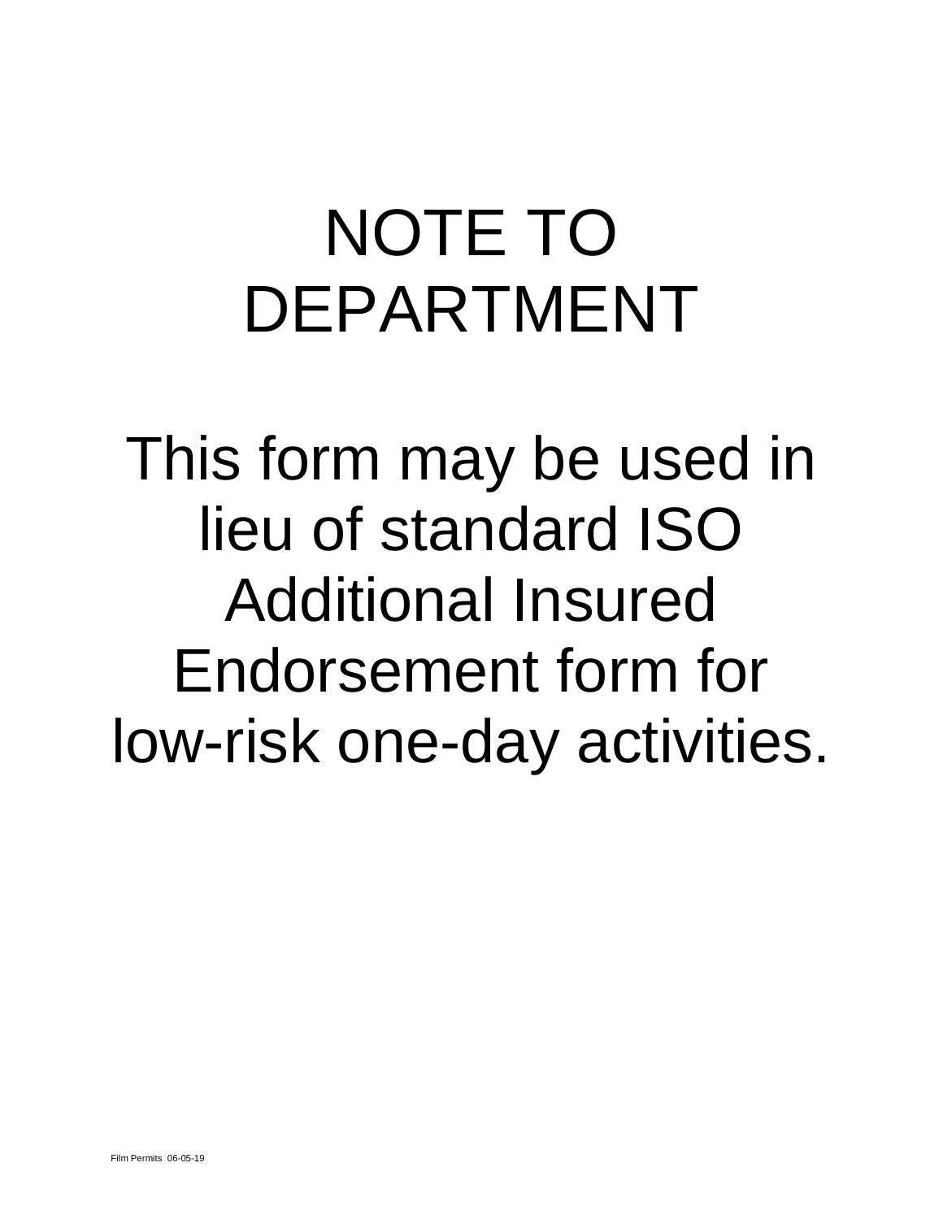# NOTE TO DEPARTMENT

This form may be used in lieu of standard ISO Additional Insured Endorsement form for low-risk one-day activities.

Film Permits 06-05-19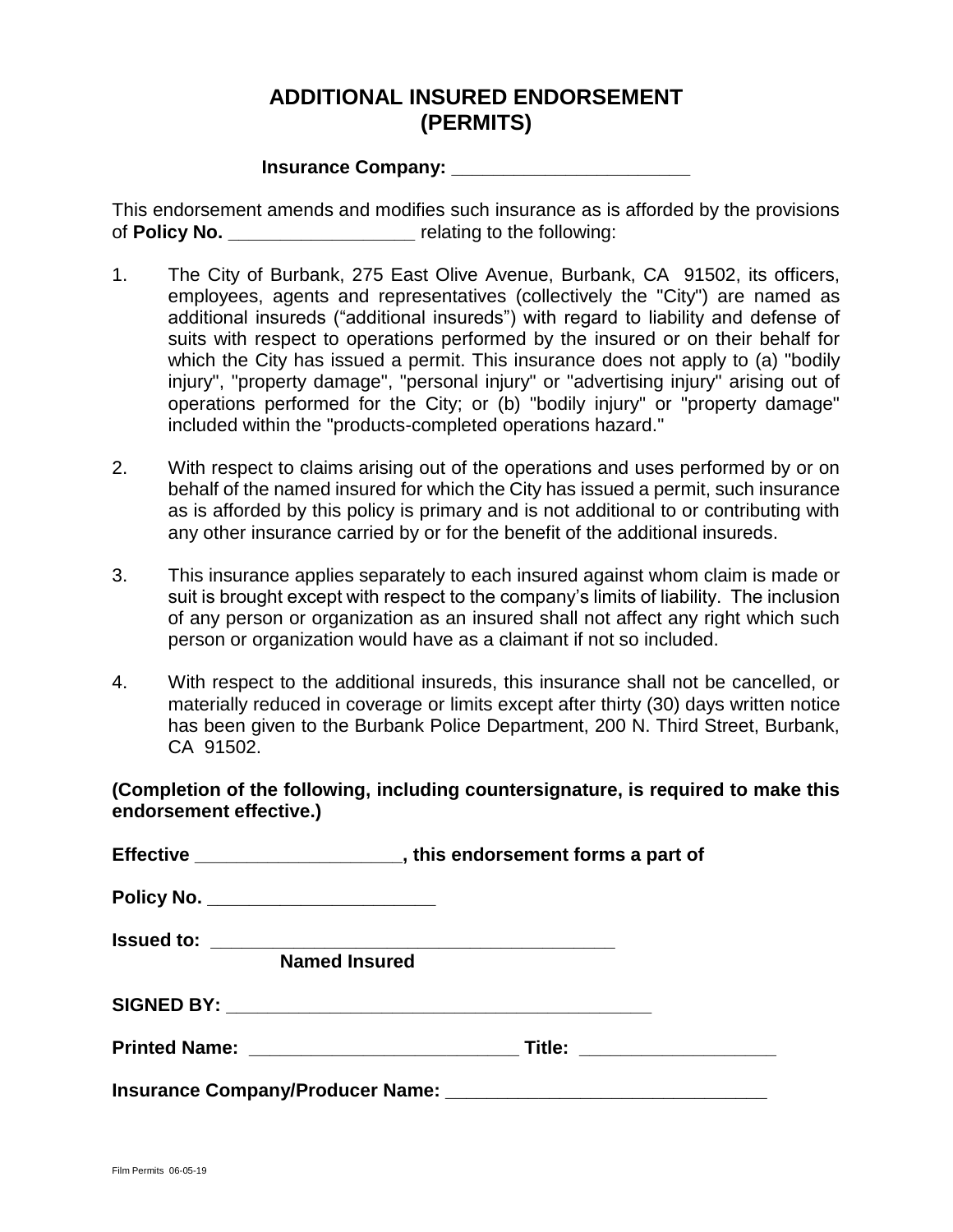# ADDITIONAL INSURED ENDORSEMENT
# (PERMITS)

**Insurance Company: _______________________**

This endorsement amends and modifies such insurance as is afforded by the provisions of **Policy No. _________________** relating to the following:

1. The City of Burbank, 275 East Olive Avenue, Burbank, CA 91502, its officers, employees, agents and representatives (collectively the "City") are named as additional insureds ("additional insureds") with regard to liability and defense of suits with respect to operations performed by the insured or on their behalf for which the City has issued a permit. This insurance does not apply to (a) "bodily injury", "property damage", "personal injury" or "advertising injury" arising out of operations performed for the City; or (b) "bodily injury" or "property damage" included within the "products-completed operations hazard."

2. With respect to claims arising out of the operations and uses performed by or on behalf of the named insured for which the City has issued a permit, such insurance as is afforded by this policy is primary and is not additional to or contributing with any other insurance carried by or for the benefit of the additional insureds.

3. This insurance applies separately to each insured against whom claim is made or suit is brought except with respect to the company's limits of liability. The inclusion of any person or organization as an insured shall not affect any right which such person or organization would have as a claimant if not so included.

4. With respect to the additional insureds, this insurance shall not be cancelled, or materially reduced in coverage or limits except after thirty (30) days written notice has been given to the Burbank Police Department, 200 N. Third Street, Burbank, CA 91502.

**(Completion of the following, including countersignature, is required to make this endorsement effective.)**

**Effective ___________________, this endorsement forms a part of**

**Policy No. ______________________**

**Issued to: ________________________________________**
**Named Insured**

**SIGNED BY: __________________________________________**

**Printed Name: __________________________ Title: ___________________**

**Insurance Company/Producer Name: _______________________________**

Film Permits 06-05-19